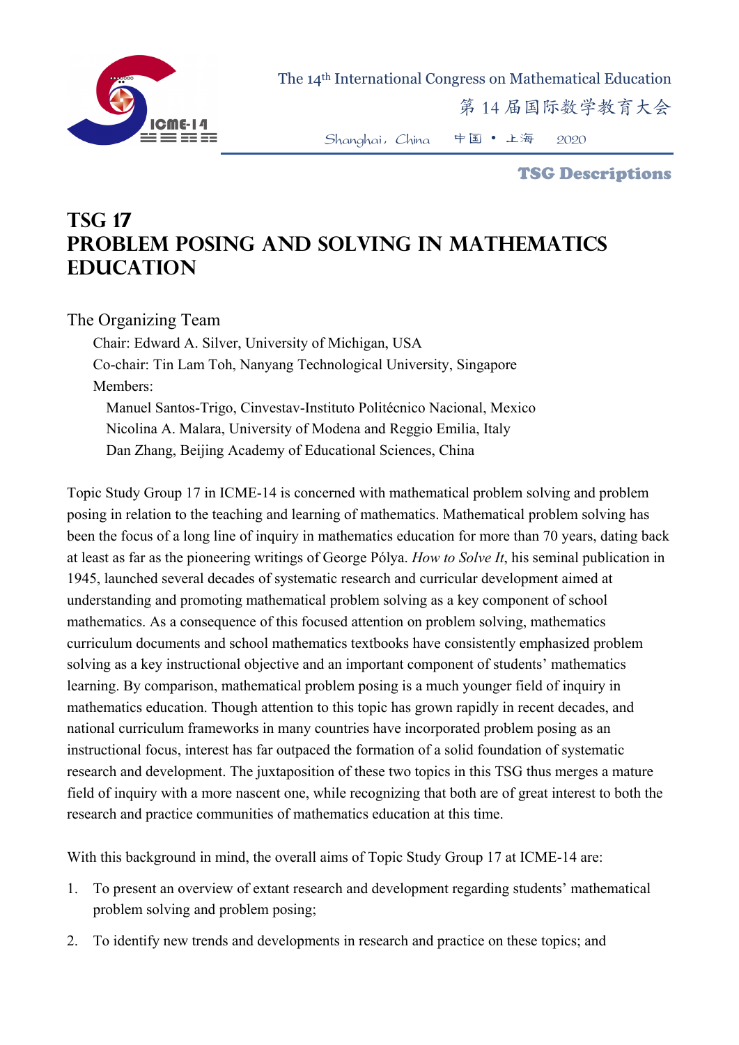# TSG 17
# PROBLEM POSING AND SOLVING IN MATHEMATICS EDUCATION

## The Organizing Team

Chair: Edward A. Silver, University of Michigan, USA

Co-chair: Tin Lam Toh, Nanyang Technological University, Singapore

Members:

Manuel Santos-Trigo, Cinvestav-Instituto Politécnico Nacional, Mexico

Nicolina A. Malara, University of Modena and Reggio Emilia, Italy

Dan Zhang, Beijing Academy of Educational Sciences, China

Topic Study Group 17 in ICME-14 is concerned with mathematical problem solving and problem posing in relation to the teaching and learning of mathematics. Mathematical problem solving has been the focus of a long line of inquiry in mathematics education for more than 70 years, dating back at least as far as the pioneering writings of George Pólya. *How to Solve It*, his seminal publication in 1945, launched several decades of systematic research and curricular development aimed at understanding and promoting mathematical problem solving as a key component of school mathematics. As a consequence of this focused attention on problem solving, mathematics curriculum documents and school mathematics textbooks have consistently emphasized problem solving as a key instructional objective and an important component of students' mathematics learning. By comparison, mathematical problem posing is a much younger field of inquiry in mathematics education. Though attention to this topic has grown rapidly in recent decades, and national curriculum frameworks in many countries have incorporated problem posing as an instructional focus, interest has far outpaced the formation of a solid foundation of systematic research and development. The juxtaposition of these two topics in this TSG thus merges a mature field of inquiry with a more nascent one, while recognizing that both are of great interest to both the research and practice communities of mathematics education at this time.

With this background in mind, the overall aims of Topic Study Group 17 at ICME-14 are:

1. To present an overview of extant research and development regarding students' mathematical problem solving and problem posing;
2. To identify new trends and developments in research and practice on these topics; and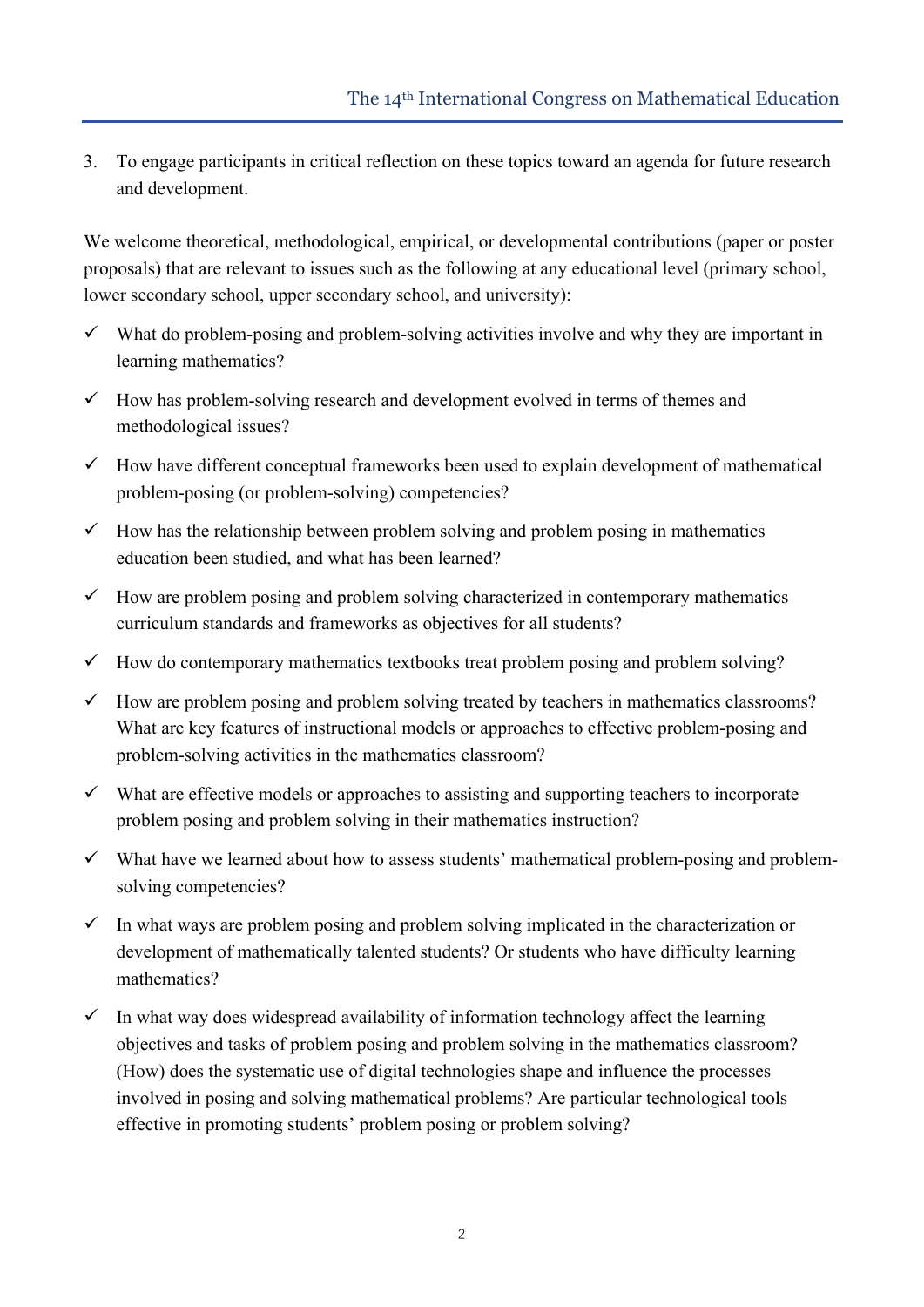3. To engage participants in critical reflection on these topics toward an agenda for future research and development.

We welcome theoretical, methodological, empirical, or developmental contributions (paper or poster proposals) that are relevant to issues such as the following at any educational level (primary school, lower secondary school, upper secondary school, and university):

- ✓ What do problem-posing and problem-solving activities involve and why they are important in learning mathematics?
- ✓ How has problem-solving research and development evolved in terms of themes and methodological issues?
- ✓ How have different conceptual frameworks been used to explain development of mathematical problem-posing (or problem-solving) competencies?
- ✓ How has the relationship between problem solving and problem posing in mathematics education been studied, and what has been learned?
- ✓ How are problem posing and problem solving characterized in contemporary mathematics curriculum standards and frameworks as objectives for all students?
- ✓ How do contemporary mathematics textbooks treat problem posing and problem solving?
- ✓ How are problem posing and problem solving treated by teachers in mathematics classrooms? What are key features of instructional models or approaches to effective problem-posing and problem-solving activities in the mathematics classroom?
- ✓ What are effective models or approaches to assisting and supporting teachers to incorporate problem posing and problem solving in their mathematics instruction?
- ✓ What have we learned about how to assess students' mathematical problem-posing and problem-solving competencies?
- ✓ In what ways are problem posing and problem solving implicated in the characterization or development of mathematically talented students? Or students who have difficulty learning mathematics?
- ✓ In what way does widespread availability of information technology affect the learning objectives and tasks of problem posing and problem solving in the mathematics classroom? (How) does the systematic use of digital technologies shape and influence the processes involved in posing and solving mathematical problems? Are particular technological tools effective in promoting students' problem posing or problem solving?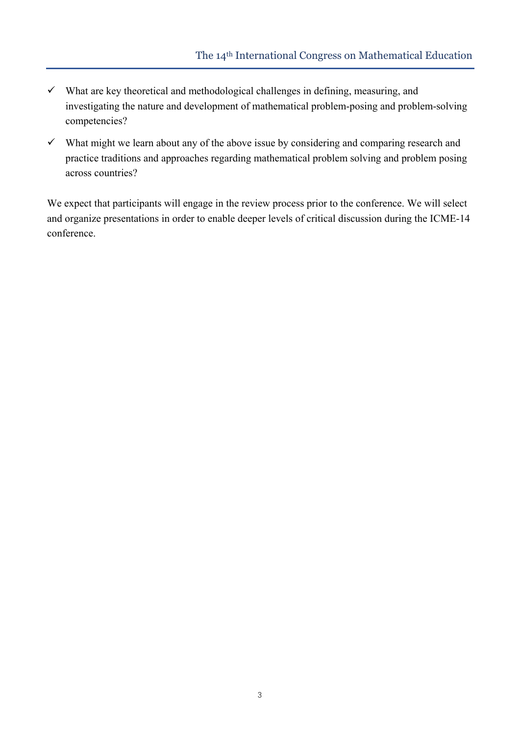- ✓ What are key theoretical and methodological challenges in defining, measuring, and investigating the nature and development of mathematical problem-posing and problem-solving competencies?
- ✓ What might we learn about any of the above issue by considering and comparing research and practice traditions and approaches regarding mathematical problem solving and problem posing across countries?

We expect that participants will engage in the review process prior to the conference. We will select and organize presentations in order to enable deeper levels of critical discussion during the ICME-14 conference.